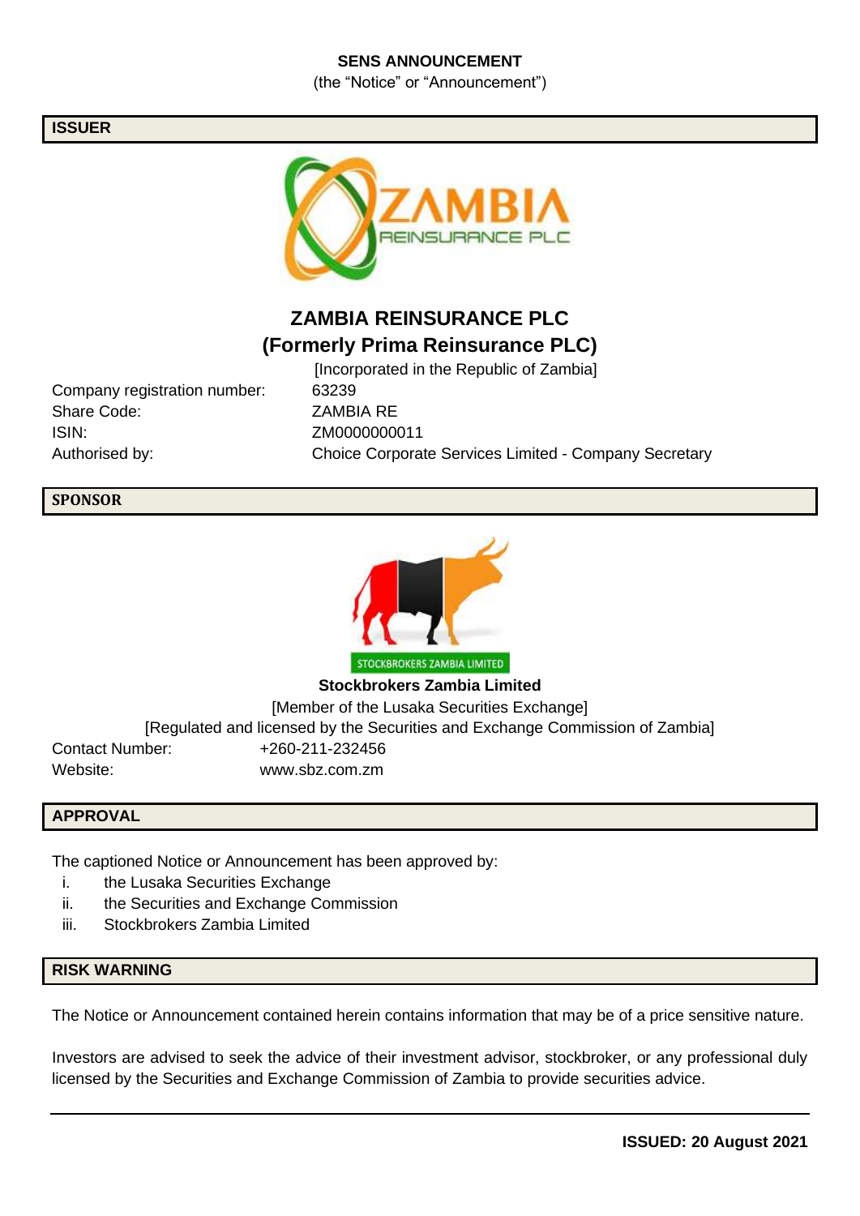**SENS ANNOUNCEMENT**

(the "Notice" or "Announcement")

## ISSUER

# ZAMBIA REINSURANCE PLC
## (Formerly Prima Reinsurance PLC)

[Incorporated in the Republic of Zambia]

| | |
|---|---|
| Company registration number: | 63239 |
| Share Code: | ZAMBIA RE |
| ISIN: | ZM0000000011 |
| Authorised by: | Choice Corporate Services Limited - Company Secretary |

## SPONSOR

**Stockbrokers Zambia Limited**

[Member of the Lusaka Securities Exchange]

[Regulated and licensed by the Securities and Exchange Commission of Zambia]

| | |
|---|---|
| Contact Number: | +260-211-232456 |
| Website: | www.sbz.com.zm |

## APPROVAL

The captioned Notice or Announcement has been approved by:

i. the Lusaka Securities Exchange
ii. the Securities and Exchange Commission
iii. Stockbrokers Zambia Limited

## RISK WARNING

The Notice or Announcement contained herein contains information that may be of a price sensitive nature.

Investors are advised to seek the advice of their investment advisor, stockbroker, or any professional duly licensed by the Securities and Exchange Commission of Zambia to provide securities advice.

---

**ISSUED: 20 August 2021**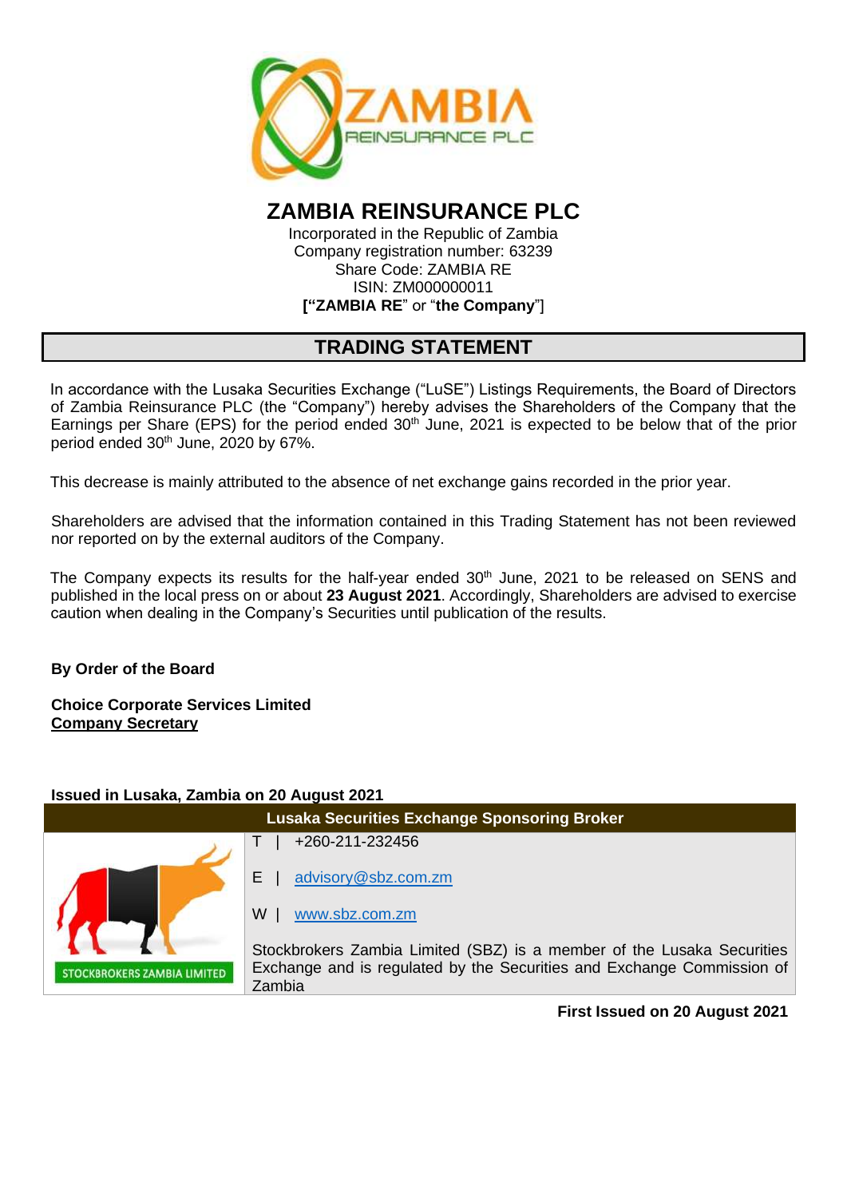# ZAMBIA REINSURANCE PLC

Incorporated in the Republic of Zambia
Company registration number: 63239
Share Code: ZAMBIA RE
ISIN: ZM000000011
[**"ZAMBIA RE"** or "**the Company**"]

## TRADING STATEMENT

In accordance with the Lusaka Securities Exchange ("LuSE") Listings Requirements, the Board of Directors of Zambia Reinsurance PLC (the "Company") hereby advises the Shareholders of the Company that the Earnings per Share (EPS) for the period ended 30th June, 2021 is expected to be below that of the prior period ended 30th June, 2020 by 67%.

This decrease is mainly attributed to the absence of net exchange gains recorded in the prior year.

Shareholders are advised that the information contained in this Trading Statement has not been reviewed nor reported on by the external auditors of the Company.

The Company expects its results for the half-year ended 30th June, 2021 to be released on SENS and published in the local press on or about **23 August 2021**. Accordingly, Shareholders are advised to exercise caution when dealing in the Company's Securities until publication of the results.

**By Order of the Board**

**Choice Corporate Services Limited**
**Company Secretary**

**Issued in Lusaka, Zambia on 20 August 2021**

**Lusaka Securities Exchange Sponsoring Broker**

STOCKBROKERS ZAMBIA LIMITED

T | +260-211-232456

E | advisory@sbz.com.zm

W | www.sbz.com.zm

Stockbrokers Zambia Limited (SBZ) is a member of the Lusaka Securities Exchange and is regulated by the Securities and Exchange Commission of Zambia

**First Issued on 20 August 2021**